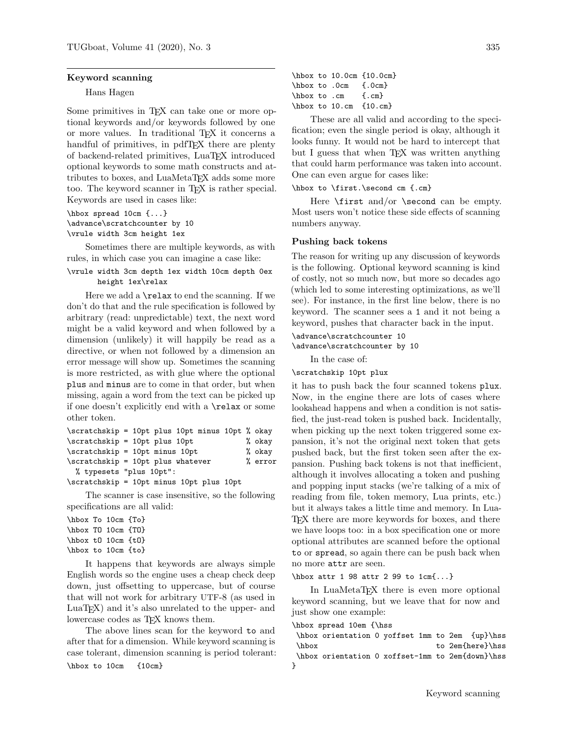## Keyword scanning

Hans Hagen

Some primitives in TeX can take one or more optional keywords and/or keywords followed by one or more values. In traditional TeX it concerns a handful of primitives, in pdfTeX there are plenty of backend-related primitives, LuaTeX introduced optional keywords to some math constructs and attributes to boxes, and LuaMetaTeX adds some more too. The keyword scanner in TeX is rather special. Keywords are used in cases like:

```
\hbox spread 10cm {...}
\advance\scratchcounter by 10
\vrule width 3cm height 1ex
```

Sometimes there are multiple keywords, as with rules, in which case you can imagine a case like:

```
\vrule width 3cm depth 1ex width 10cm depth 0ex
       height 1ex\relax
```

Here we add a `\relax` to end the scanning. If we don't do that and the rule specification is followed by arbitrary (read: unpredictable) text, the next word might be a valid keyword and when followed by a dimension (unlikely) it will happily be read as a directive, or when not followed by a dimension an error message will show up. Sometimes the scanning is more restricted, as with glue where the optional `plus` and `minus` are to come in that order, but when missing, again a word from the text can be picked up if one doesn't explicitly end with a `\relax` or some other token.

```
\scratchskip = 10pt plus 10pt minus 10pt % okay
\scratchskip = 10pt plus 10pt            % okay
\scratchskip = 10pt minus 10pt           % okay
\scratchskip = 10pt plus whatever        % error
  % typesets "plus 10pt":
\scratchskip = 10pt minus 10pt plus 10pt
```

The scanner is case insensitive, so the following specifications are all valid:

```
\hbox To 10cm {To}
\hbox TO 10cm {TO}
\hbox tO 10cm {tO}
\hbox to 10cm {to}
```

It happens that keywords are always simple English words so the engine uses a cheap check deep down, just offsetting to uppercase, but of course that will not work for arbitrary UTF-8 (as used in LuaTeX) and it's also unrelated to the upper- and lowercase codes as TeX knows them.

The above lines scan for the keyword `to` and after that for a dimension. While keyword scanning is case tolerant, dimension scanning is period tolerant:

```
\hbox to 10cm   {10cm}
\hbox to 10.0cm {10.0cm}
\hbox to .0cm   {.0cm}
\hbox to .cm    {.cm}
\hbox to 10.cm  {10.cm}
```

These are all valid and according to the specification; even the single period is okay, although it looks funny. It would not be hard to intercept that but I guess that when TeX was written anything that could harm performance was taken into account. One can even argue for cases like:

```
\hbox to \first.\second cm {.cm}
```

Here `\first` and/or `\second` can be empty. Most users won't notice these side effects of scanning numbers anyway.

### Pushing back tokens

The reason for writing up any discussion of keywords is the following. Optional keyword scanning is kind of costly, not so much now, but more so decades ago (which led to some interesting optimizations, as we'll see). For instance, in the first line below, there is no keyword. The scanner sees a `1` and it not being a keyword, pushes that character back in the input.

```
\advance\scratchcounter 10
\advance\scratchcounter by 10
```

In the case of:

```
\scratchskip 10pt plux
```

it has to push back the four scanned tokens `plux`. Now, in the engine there are lots of cases where lookahead happens and when a condition is not satisfied, the just-read token is pushed back. Incidentally, when picking up the next token triggered some expansion, it's not the original next token that gets pushed back, but the first token seen after the expansion. Pushing back tokens is not that inefficient, although it involves allocating a token and pushing and popping input stacks (we're talking of a mix of reading from file, token memory, Lua prints, etc.) but it always takes a little time and memory. In LuaTeX there are more keywords for boxes, and there we have loops too: in a box specification one or more optional attributes are scanned before the optional `to` or `spread`, so again there can be push back when no more `attr` are seen.

```
\hbox attr 1 98 attr 2 99 to 1cm{...}
```

In LuaMetaTeX there is even more optional keyword scanning, but we leave that for now and just show one example:

```
\hbox spread 10em {\hss
 \hbox orientation 0 yoffset 1mm to 2em  {up}\hss
 \hbox                           to 2em{here}\hss
 \hbox orientation 0 xoffset-1mm to 2em{down}\hss
}
```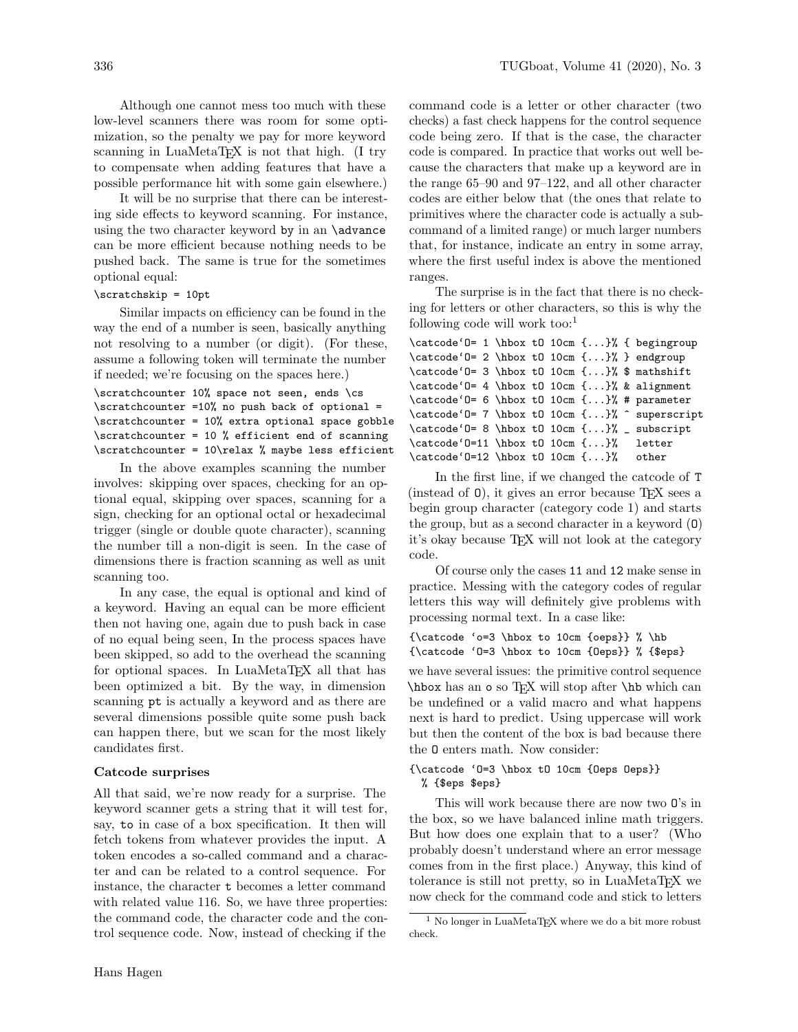Although one cannot mess too much with these low-level scanners there was room for some optimization, so the penalty we pay for more keyword scanning in LuaMetaTEX is not that high. (I try to compensate when adding features that have a possible performance hit with some gain elsewhere.)

It will be no surprise that there can be interesting side effects to keyword scanning. For instance, using the two character keyword `by` in an `\advance` can be more efficient because nothing needs to be pushed back. The same is true for the sometimes optional equal:

```
\scratchskip = 10pt
```

Similar impacts on efficiency can be found in the way the end of a number is seen, basically anything not resolving to a number (or digit). (For these, assume a following token will terminate the number if needed; we're focusing on the spaces here.)

```
\scratchcounter 10% space not seen, ends \cs
\scratchcounter =10% no push back of optional =
\scratchcounter = 10% extra optional space gobble
\scratchcounter = 10 % efficient end of scanning
\scratchcounter = 10\relax % maybe less efficient
```

In the above examples scanning the number involves: skipping over spaces, checking for an optional equal, skipping over spaces, scanning for a sign, checking for an optional octal or hexadecimal trigger (single or double quote character), scanning the number till a non-digit is seen. In the case of dimensions there is fraction scanning as well as unit scanning too.

In any case, the equal is optional and kind of a keyword. Having an equal can be more efficient then not having one, again due to push back in case of no equal being seen, In the process spaces have been skipped, so add to the overhead the scanning for optional spaces. In LuaMetaTEX all that has been optimized a bit. By the way, in dimension scanning `pt` is actually a keyword and as there are several dimensions possible quite some push back can happen there, but we scan for the most likely candidates first.

### Catcode surprises

All that said, we're now ready for a surprise. The keyword scanner gets a string that it will test for, say, `to` in case of a box specification. It then will fetch tokens from whatever provides the input. A token encodes a so-called command and a character and can be related to a control sequence. For instance, the character `t` becomes a letter command with related value 116. So, we have three properties: the command code, the character code and the control sequence code. Now, instead of checking if the command code is a letter or other character (two checks) a fast check happens for the control sequence code being zero. If that is the case, the character code is compared. In practice that works out well because the characters that make up a keyword are in the range 65–90 and 97–122, and all other character codes are either below that (the ones that relate to primitives where the character code is actually a subcommand of a limited range) or much larger numbers that, for instance, indicate an entry in some array, where the first useful index is above the mentioned ranges.

The surprise is in the fact that there is no checking for letters or other characters, so this is why the following code will work too:[1]

```
\catcode`O= 1 \hbox tO 10cm {...}% { begingroup
\catcode`O= 2 \hbox tO 10cm {...}% } endgroup
\catcode`O= 3 \hbox tO 10cm {...}% $ mathshift
\catcode`O= 4 \hbox tO 10cm {...}% & alignment
\catcode`O= 6 \hbox tO 10cm {...}% # parameter
\catcode`O= 7 \hbox tO 10cm {...}% ^ superscript
\catcode`O= 8 \hbox tO 10cm {...}% _ subscript
\catcode`O=11 \hbox tO 10cm {...}%   letter
\catcode`O=12 \hbox tO 10cm {...}%   other
```

In the first line, if we changed the catcode of `T` (instead of `O`), it gives an error because TEX sees a begin group character (category code 1) and starts the group, but as a second character in a keyword (`O`) it's okay because TEX will not look at the category code.

Of course only the cases `11` and `12` make sense in practice. Messing with the category codes of regular letters this way will definitely give problems with processing normal text. In a case like:

```
{\catcode `o=3 \hbox to 10cm {oeps}} % \hb
{\catcode `O=3 \hbox to 10cm {Oeps}} % {$eps}
```

we have several issues: the primitive control sequence `\hbox` has an `o` so TEX will stop after `\hb` which can be undefined or a valid macro and what happens next is hard to predict. Using uppercase will work but then the content of the box is bad because there the `O` enters math. Now consider:

```
{\catcode `O=3 \hbox tO 10cm {Oeps Oeps}}
  % {$eps $eps}
```

This will work because there are now two `O`'s in the box, so we have balanced inline math triggers. But how does one explain that to a user? (Who probably doesn't understand where an error message comes from in the first place.) Anyway, this kind of tolerance is still not pretty, so in LuaMetaTEX we now check for the command code and stick to letters

[1] No longer in LuaMetaTEX where we do a bit more robust check.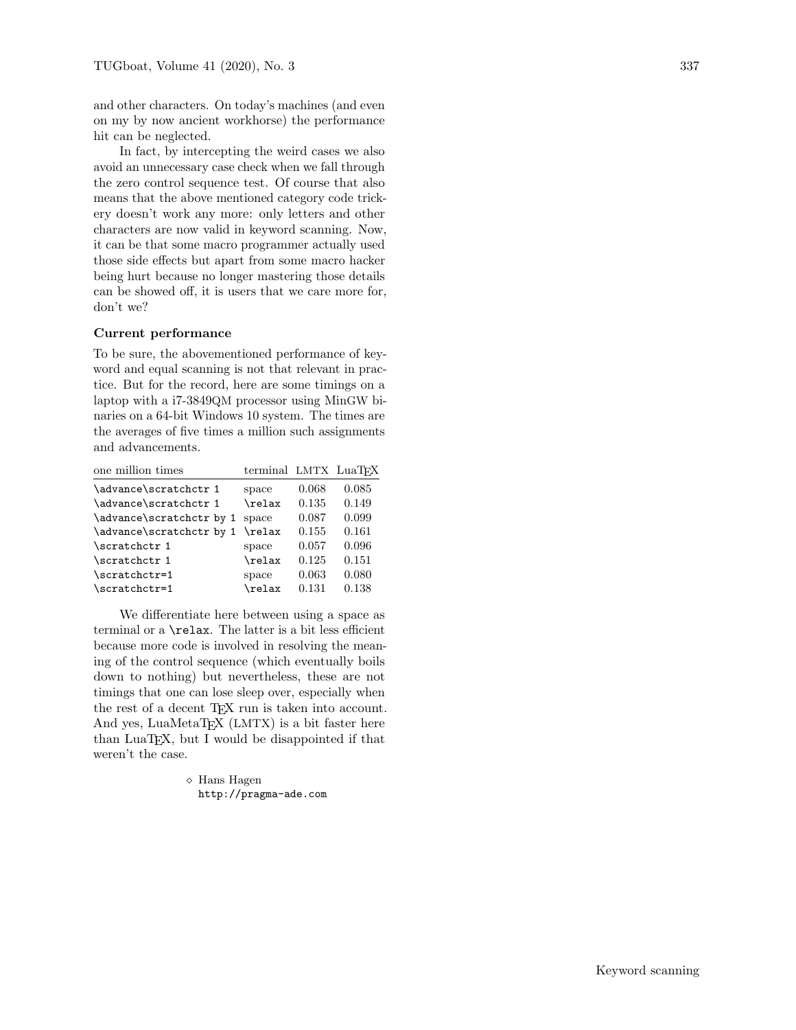and other characters. On today's machines (and even on my by now ancient workhorse) the performance hit can be neglected.

In fact, by intercepting the weird cases we also avoid an unnecessary case check when we fall through the zero control sequence test. Of course that also means that the above mentioned category code trickery doesn't work any more: only letters and other characters are now valid in keyword scanning. Now, it can be that some macro programmer actually used those side effects but apart from some macro hacker being hurt because no longer mastering those details can be showed off, it is users that we care more for, don't we?

### Current performance

To be sure, the abovementioned performance of keyword and equal scanning is not that relevant in practice. But for the record, here are some timings on a laptop with a i7-3849QM processor using MinGW binaries on a 64-bit Windows 10 system. The times are the averages of five times a million such assignments and advancements.

| one million times | terminal | LMTX | LuaTEX |
|---|---|---|---|
| `\advance\scratchctr 1` | space | 0.068 | 0.085 |
| `\advance\scratchctr 1` | `\relax` | 0.135 | 0.149 |
| `\advance\scratchctr by 1` | space | 0.087 | 0.099 |
| `\advance\scratchctr by 1` | `\relax` | 0.155 | 0.161 |
| `\scratchctr 1` | space | 0.057 | 0.096 |
| `\scratchctr 1` | `\relax` | 0.125 | 0.151 |
| `\scratchctr=1` | space | 0.063 | 0.080 |
| `\scratchctr=1` | `\relax` | 0.131 | 0.138 |

We differentiate here between using a space as terminal or a `\relax`. The latter is a bit less efficient because more code is involved in resolving the meaning of the control sequence (which eventually boils down to nothing) but nevertheless, these are not timings that one can lose sleep over, especially when the rest of a decent TEX run is taken into account. And yes, LuaMetaTEX (LMTX) is a bit faster here than LuaTEX, but I would be disappointed if that weren't the case.

⋄ Hans Hagen
http://pragma-ade.com